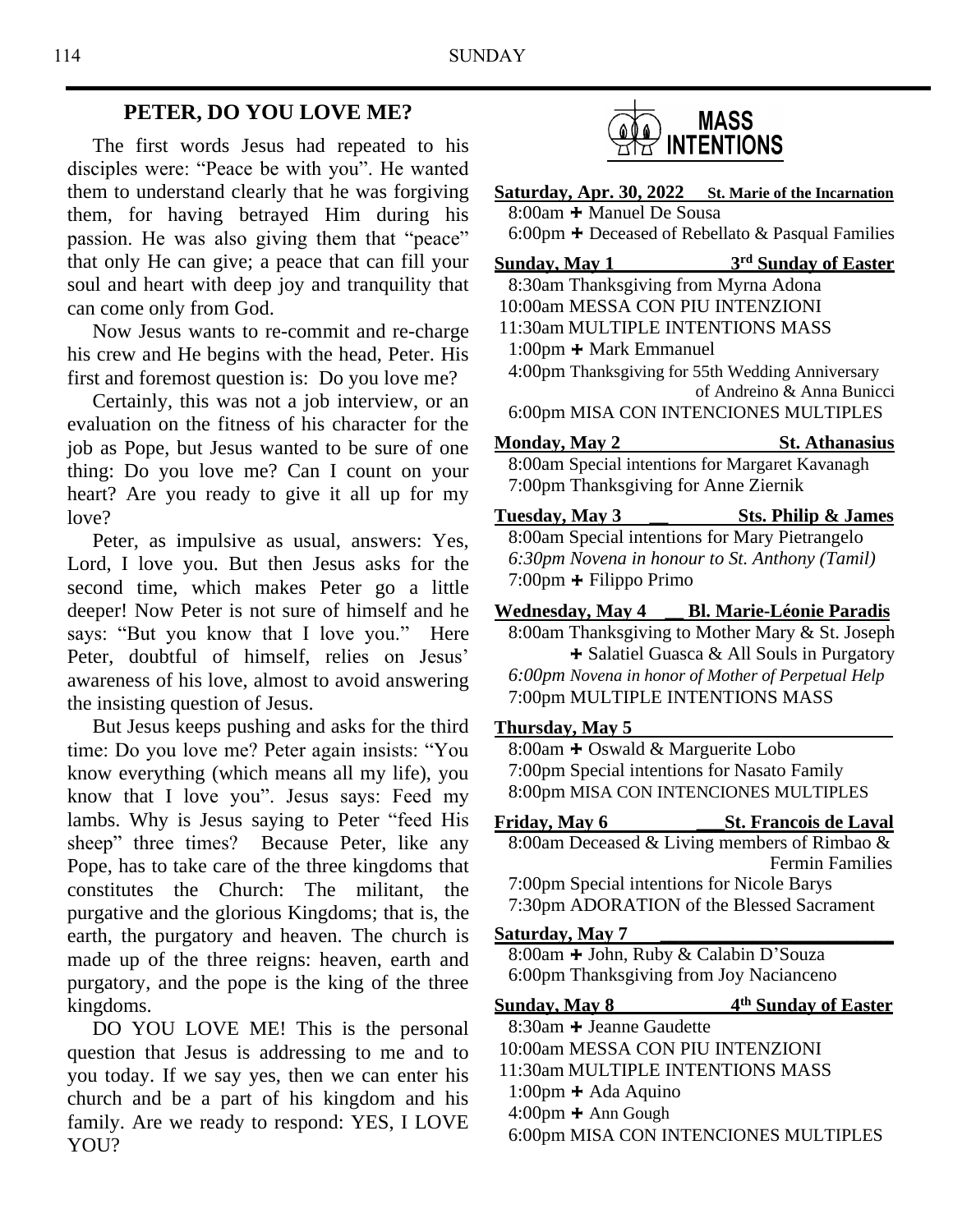## PETER, DO YOU LOVE ME?

The first words Jesus had repeated to his disciples were: "Peace be with you". He wanted them to understand clearly that he was forgiving them, for having betrayed Him during his passion. He was also giving them that "peace" that only He can give; a peace that can fill your soul and heart with deep joy and tranquility that can come only from God.

Now Jesus wants to re-commit and re-charge his crew and He begins with the head, Peter. His first and foremost question is: Do you love me?

Certainly, this was not a job interview, or an evaluation on the fitness of his character for the job as Pope, but Jesus wanted to be sure of one thing: Do you love me? Can I count on your heart? Are you ready to give it all up for my love?

Peter, as impulsive as usual, answers: Yes, Lord, I love you. But then Jesus asks for the second time, which makes Peter go a little deeper! Now Peter is not sure of himself and he says: "But you know that I love you." Here Peter, doubtful of himself, relies on Jesus' awareness of his love, almost to avoid answering the insisting question of Jesus.

But Jesus keeps pushing and asks for the third time: Do you love me? Peter again insists: "You know everything (which means all my life), you know that I love you". Jesus says: Feed my lambs. Why is Jesus saying to Peter "feed His sheep" three times? Because Peter, like any Pope, has to take care of the three kingdoms that constitutes the Church: The militant, the purgative and the glorious Kingdoms; that is, the earth, the purgatory and heaven. The church is made up of the three reigns: heaven, earth and purgatory, and the pope is the king of the three kingdoms.

DO YOU LOVE ME! This is the personal question that Jesus is addressing to me and to you today. If we say yes, then we can enter his church and be a part of his kingdom and his family. Are we ready to respond: YES, I LOVE YOU?

## MASS INTENTIONS

**Saturday, Apr. 30, 2022 — St. Marie of the Incarnation**
8:00am ✚ Manuel De Sousa
6:00pm ✚ Deceased of Rebellato & Pasqual Families

**Sunday, May 1 — 3rd Sunday of Easter**
8:30am Thanksgiving from Myrna Adona
10:00am MESSA CON PIU INTENZIONI
11:30am MULTIPLE INTENTIONS MASS
1:00pm ✚ Mark Emmanuel
4:00pm Thanksgiving for 55th Wedding Anniversary of Andreino & Anna Bunicci
6:00pm MISA CON INTENCIONES MULTIPLES

**Monday, May 2 — St. Athanasius**
8:00am Special intentions for Margaret Kavanagh
7:00pm Thanksgiving for Anne Ziernik

**Tuesday, May 3 — Sts. Philip & James**
8:00am Special intentions for Mary Pietrangelo
*6:30pm Novena in honour to St. Anthony (Tamil)*
7:00pm ✚ Filippo Primo

**Wednesday, May 4 — Bl. Marie-Léonie Paradis**
8:00am Thanksgiving to Mother Mary & St. Joseph
✚ Salatiel Guasca & All Souls in Purgatory
*6:00pm Novena in honor of Mother of Perpetual Help*
7:00pm MULTIPLE INTENTIONS MASS

**Thursday, May 5**
8:00am ✚ Oswald & Marguerite Lobo
7:00pm Special intentions for Nasato Family
8:00pm MISA CON INTENCIONES MULTIPLES

**Friday, May 6 — St. Francois de Laval**
8:00am Deceased & Living members of Rimbao & Fermin Families
7:00pm Special intentions for Nicole Barys
7:30pm ADORATION of the Blessed Sacrament

**Saturday, May 7**
8:00am ✚ John, Ruby & Calabin D'Souza
6:00pm Thanksgiving from Joy Nacianceno

**Sunday, May 8 — 4th Sunday of Easter**
8:30am ✚ Jeanne Gaudette
10:00am MESSA CON PIU INTENZIONI
11:30am MULTIPLE INTENTIONS MASS
1:00pm ✚ Ada Aquino
4:00pm ✚ Ann Gough
6:00pm MISA CON INTENCIONES MULTIPLES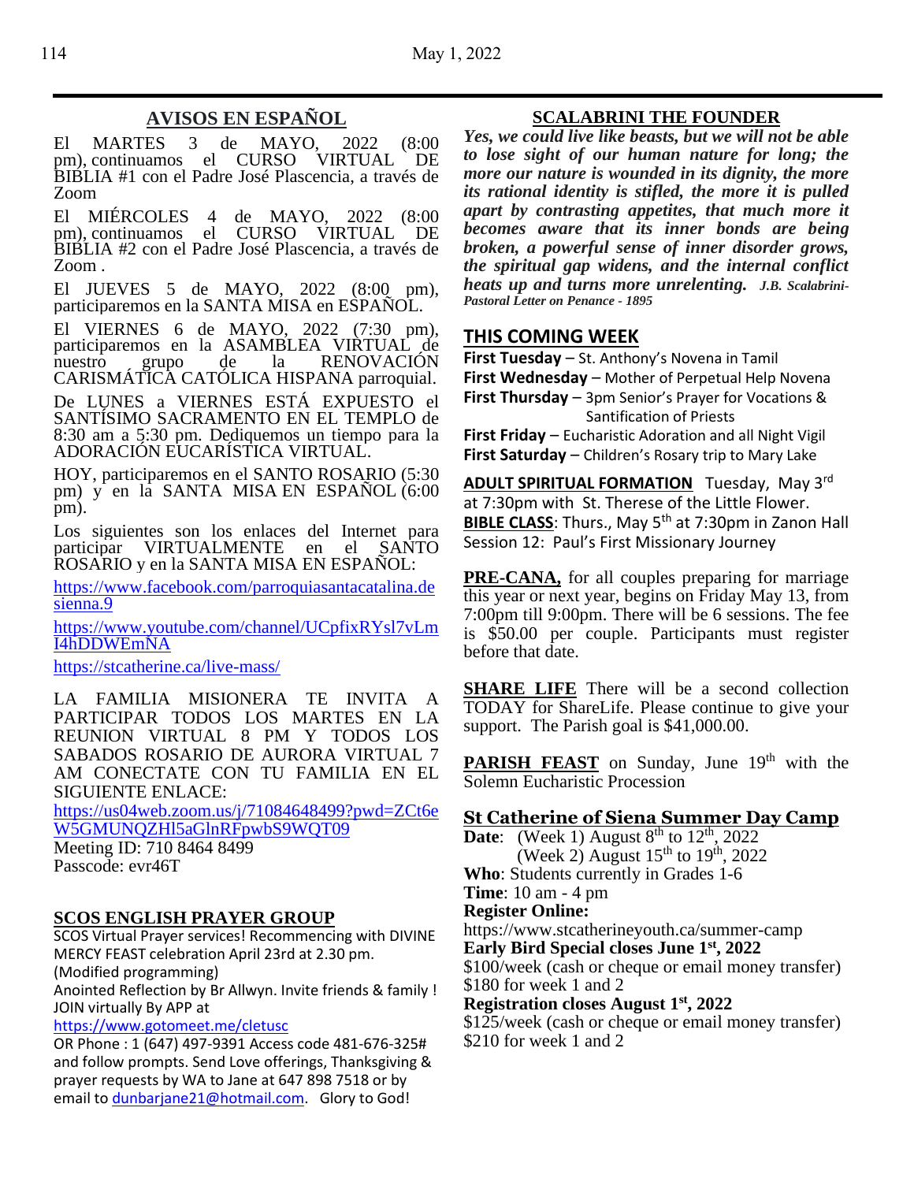## AVISOS EN ESPAÑOL

El MARTES 3 de MAYO, 2022 (8:00 pm), continuamos el CURSO VIRTUAL DE BIBLIA #1 con el Padre José Plascencia, a través de Zoom

El MIÉRCOLES 4 de MAYO, 2022 (8:00 pm), continuamos el CURSO VIRTUAL DE BIBLIA #2 con el Padre José Plascencia, a través de Zoom .

El JUEVES 5 de MAYO, 2022 (8:00 pm), participaremos en la SANTA MISA en ESPAÑOL.

El VIERNES 6 de MAYO, 2022 (7:30 pm), participaremos en la ASAMBLEA VIRTUAL de nuestro grupo de la RENOVACIÓN CARISMÁTICA CATÓLICA HISPANA parroquial.

De LUNES a VIERNES ESTÁ EXPUESTO el SANTÍSIMO SACRAMENTO EN EL TEMPLO de 8:30 am a 5:30 pm. Dediquemos un tiempo para la ADORACIÓN EUCARÍSTICA VIRTUAL.

HOY, participaremos en el SANTO ROSARIO (5:30 pm) y en la SANTA MISA EN ESPAÑOL (6:00 pm).

Los siguientes son los enlaces del Internet para participar VIRTUALMENTE en el SANTO ROSARIO y en la SANTA MISA EN ESPAÑOL:

https://www.facebook.com/parroquiasantacatalina.desienna.9

https://www.youtube.com/channel/UCpfixRYsl7vLmI4hDDWEmNA

https://stcatherine.ca/live-mass/

LA FAMILIA MISIONERA TE INVITA A PARTICIPAR TODOS LOS MARTES EN LA REUNION VIRTUAL 8 PM Y TODOS LOS SABADOS ROSARIO DE AURORA VIRTUAL 7 AM CONECTATE CON TU FAMILIA EN EL SIGUIENTE ENLACE:
https://us04web.zoom.us/j/71084648499?pwd=ZCt6eW5GMUNQZHl5aGlnRFpwbS9WQT09
Meeting ID: 710 8464 8499
Passcode: evr46T

## SCOS ENGLISH PRAYER GROUP

SCOS Virtual Prayer services! Recommencing with DIVINE MERCY FEAST celebration April 23rd at 2.30 pm. (Modified programming)
Anointed Reflection by Br Allwyn. Invite friends & family ! JOIN virtually By APP at
https://www.gotomeet.me/cletusc
OR Phone : 1 (647) 497-9391 Access code 481-676-325# and follow prompts. Send Love offerings, Thanksgiving & prayer requests by WA to Jane at 647 898 7518 or by email to dunbarjane21@hotmail.com. Glory to God!

## SCALABRINI THE FOUNDER

***Yes, we could live like beasts, but we will not be able to lose sight of our human nature for long; the more our nature is wounded in its dignity, the more its rational identity is stifled, the more it is pulled apart by contrasting appetites, that much more it becomes aware that its inner bonds are being broken, a powerful sense of inner disorder grows, the spiritual gap widens, and the internal conflict heats up and turns more unrelenting.*** ***J.B. Scalabrini- Pastoral Letter on Penance - 1895***

## THIS COMING WEEK

**First Tuesday** – St. Anthony's Novena in Tamil
**First Wednesday** – Mother of Perpetual Help Novena
**First Thursday** – 3pm Senior's Prayer for Vocations & Santification of Priests
**First Friday** – Eucharistic Adoration and all Night Vigil
**First Saturday** – Children's Rosary trip to Mary Lake

**ADULT SPIRITUAL FORMATION** Tuesday, May 3rd at 7:30pm with St. Therese of the Little Flower.
**BIBLE CLASS**: Thurs., May 5th at 7:30pm in Zanon Hall Session 12: Paul's First Missionary Journey

**PRE-CANA,** for all couples preparing for marriage this year or next year, begins on Friday May 13, from 7:00pm till 9:00pm. There will be 6 sessions. The fee is $50.00 per couple. Participants must register before that date.

**SHARE LIFE** There will be a second collection TODAY for ShareLife. Please continue to give your support. The Parish goal is $41,000.00.

**PARISH FEAST** on Sunday, June 19th with the Solemn Eucharistic Procession

## St Catherine of Siena Summer Day Camp

**Date**: (Week 1) August 8th to 12th, 2022
(Week 2) August 15th to 19th, 2022
**Who**: Students currently in Grades 1-6
**Time**: 10 am - 4 pm
**Register Online:**
https://www.stcatherineyouth.ca/summer-camp
**Early Bird Special closes June 1st, 2022**
$100/week (cash or cheque or email money transfer)
$180 for week 1 and 2
**Registration closes August 1st, 2022**
$125/week (cash or cheque or email money transfer)
$210 for week 1 and 2